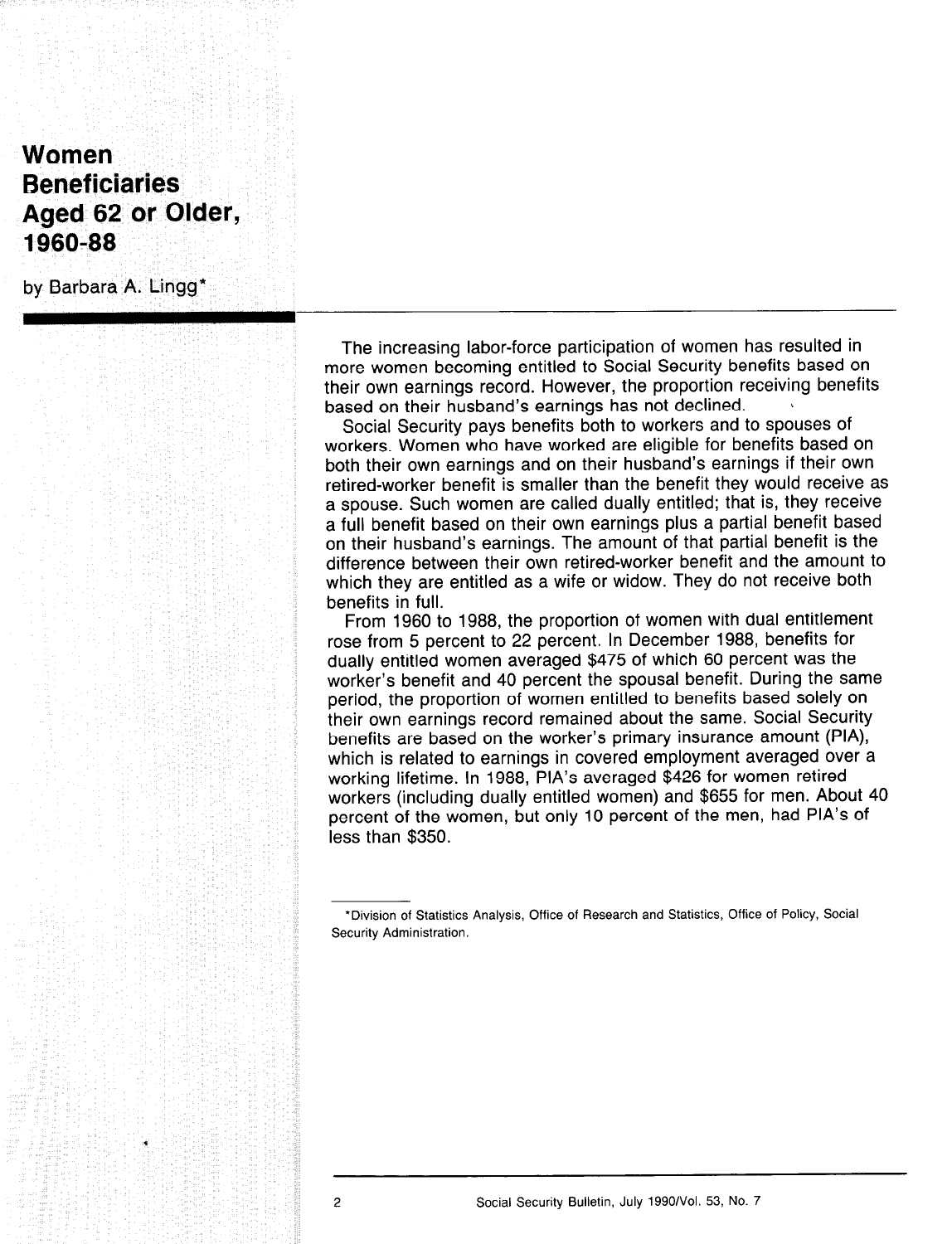# Women Beneficiaries Aged 62 or Older, 1960-88

by Barbara A. Lingg*

The increasing labor-force participation of women has resulted in more women becoming entitled to Social Security benefits based on their own earnings record. However, the proportion receiving benefits based on their husband's earnings has not declined.

Social Security pays benefits both to workers and to spouses of workers. Women who have worked are eligible for benefits based on both their own earnings and on their husband's earnings if their own retired-worker benefit is smaller than the benefit they would receive as a spouse. Such women are called dually entitled; that is, they receive a full benefit based on their own earnings plus a partial benefit based on their husband's earnings. The amount of that partial benefit is the difference between their own retired-worker benefit and the amount to which they are entitled as a wife or widow. They do not receive both benefits in full.

From 1960 to 1988, the proportion of women with dual entitlement rose from 5 percent to 22 percent. In December 1988, benefits for dually entitled women averaged $475 of which 60 percent was the worker's benefit and 40 percent the spousal benefit. During the same period, the proportion of women entitled to benefits based solely on their own earnings record remained about the same. Social Security benefits are based on the worker's primary insurance amount (PIA), which is related to earnings in covered employment averaged over a working lifetime. In 1988, PIA's averaged $426 for women retired workers (including dually entitled women) and $655 for men. About 40 percent of the women, but only 10 percent of the men, had PIA's of less than $350.

---

*Division of Statistics Analysis, Office of Research and Statistics, Office of Policy, Social Security Administration.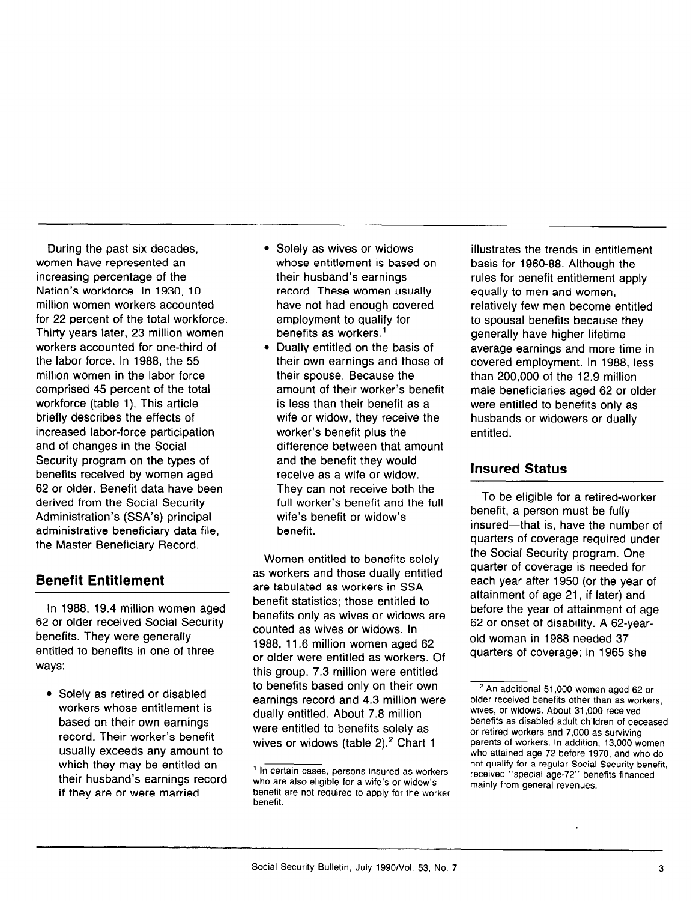During the past six decades, women have represented an increasing percentage of the Nation's workforce. In 1930, 10 million women workers accounted for 22 percent of the total workforce. Thirty years later, 23 million women workers accounted for one-third of the labor force. In 1988, the 55 million women in the labor force comprised 45 percent of the total workforce (table 1). This article briefly describes the effects of increased labor-force participation and of changes in the Social Security program on the types of benefits received by women aged 62 or older. Benefit data have been derived from the Social Security Administration's (SSA's) principal administrative beneficiary data file, the Master Beneficiary Record.

## Benefit Entitlement

In 1988, 19.4 million women aged 62 or older received Social Security benefits. They were generally entitled to benefits in one of three ways:

- Solely as retired or disabled workers whose entitlement is based on their own earnings record. Their worker's benefit usually exceeds any amount to which they may be entitled on their husband's earnings record if they are or were married.
- Solely as wives or widows whose entitlement is based on their husband's earnings record. These women usually have not had enough covered employment to qualify for benefits as workers.[1]
- Dually entitled on the basis of their own earnings and those of their spouse. Because the amount of their worker's benefit is less than their benefit as a wife or widow, they receive the worker's benefit plus the difference between that amount and the benefit they would receive as a wife or widow. They can not receive both the full worker's benefit and the full wife's benefit or widow's benefit.

Women entitled to benefits solely as workers and those dually entitled are tabulated as workers in SSA benefit statistics; those entitled to benefits only as wives or widows are counted as wives or widows. In 1988, 11.6 million women aged 62 or older were entitled as workers. Of this group, 7.3 million were entitled to benefits based only on their own earnings record and 4.3 million were dually entitled. About 7.8 million were entitled to benefits solely as wives or widows (table 2).[2] Chart 1 illustrates the trends in entitlement basis for 1960-88. Although the rules for benefit entitlement apply equally to men and women, relatively few men become entitled to spousal benefits because they generally have higher lifetime average earnings and more time in covered employment. In 1988, less than 200,000 of the 12.9 million male beneficiaries aged 62 or older were entitled to benefits only as husbands or widowers or dually entitled.

## Insured Status

To be eligible for a retired-worker benefit, a person must be fully insured—that is, have the number of quarters of coverage required under the Social Security program. One quarter of coverage is needed for each year after 1950 (or the year of attainment of age 21, if later) and before the year of attainment of age 62 or onset of disability. A 62-year-old woman in 1988 needed 37 quarters of coverage; in 1965 she

[1] In certain cases, persons insured as workers who are also eligible for a wife's or widow's benefit are not required to apply for the worker benefit.

[2] An additional 51,000 women aged 62 or older received benefits other than as workers, wives, or widows. About 31,000 received benefits as disabled adult children of deceased or retired workers and 7,000 as surviving parents of workers. In addition, 13,000 women who attained age 72 before 1970, and who do not qualify for a regular Social Security benefit, received "special age-72" benefits financed mainly from general revenues.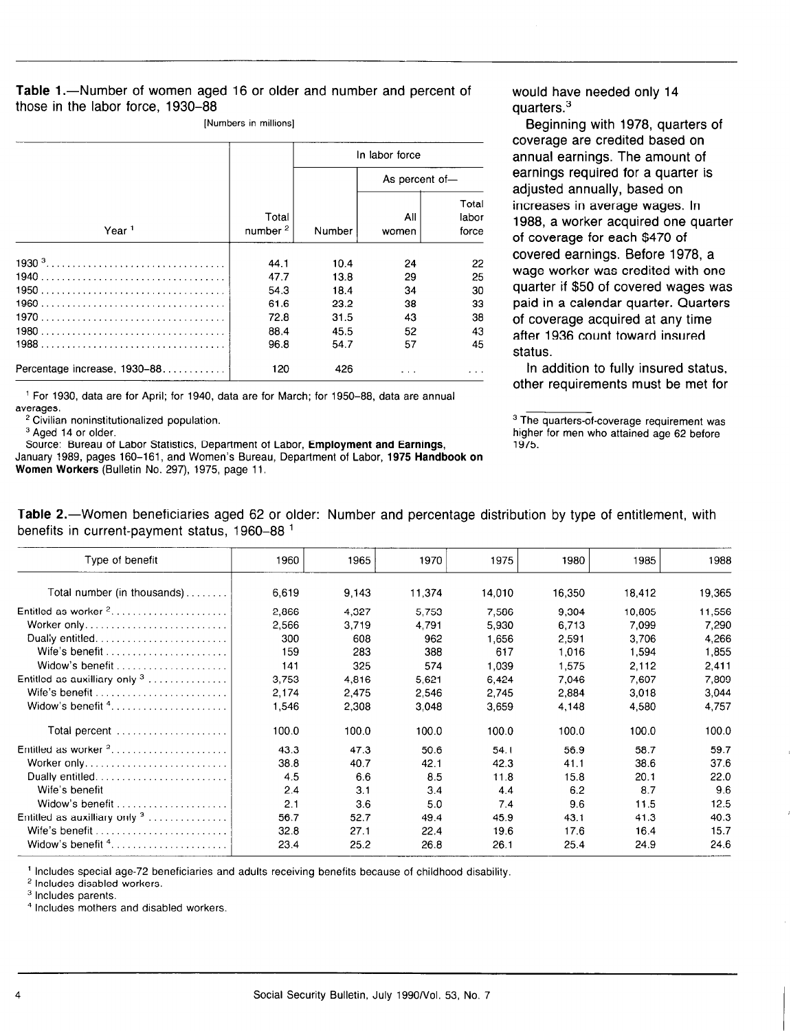**Table 1.**—Number of women aged 16 or older and number and percent of those in the labor force, 1930–88

[Numbers in millions]

| Year [1] | Total number [2] | In labor force | | |
|---|---|---|---|---|
| | | Number | As percent of— | |
| | | | All women | Total labor force |
| 1930 [3] | 44.1 | 10.4 | 24 | 22 |
| 1940 | 47.7 | 13.8 | 29 | 25 |
| 1950 | 54.3 | 18.4 | 34 | 30 |
| 1960 | 61.6 | 23.2 | 38 | 33 |
| 1970 | 72.8 | 31.5 | 43 | 38 |
| 1980 | 88.4 | 45.5 | 52 | 43 |
| 1988 | 96.8 | 54.7 | 57 | 45 |
| Percentage increase, 1930–88 | 120 | 426 | ... | ... |

[1] For 1930, data are for April; for 1940, data are for March; for 1950–88, data are annual averages.

[2] Civilian noninstitutionalized population.

[3] Aged 14 or older.

Source: Bureau of Labor Statistics, Department of Labor, **Employment and Earnings**, January 1989, pages 160–161, and Women's Bureau, Department of Labor, **1975 Handbook on Women Workers** (Bulletin No. 297), 1975, page 11.

would have needed only 14 quarters.[3]

Beginning with 1978, quarters of coverage are credited based on annual earnings. The amount of earnings required for a quarter is adjusted annually, based on increases in average wages. In 1988, a worker acquired one quarter of coverage for each $470 of covered earnings. Before 1978, a wage worker was credited with one quarter if $50 of covered wages was paid in a calendar quarter. Quarters of coverage acquired at any time after 1936 count toward insured status.

In addition to fully insured status, other requirements must be met for

[3] The quarters-of-coverage requirement was higher for men who attained age 62 before 1975.

**Table 2.**—Women beneficiaries aged 62 or older: Number and percentage distribution by type of entitlement, with benefits in current-payment status, 1960–88 [1]

| Type of benefit | 1960 | 1965 | 1970 | 1975 | 1980 | 1985 | 1988 |
|---|---|---|---|---|---|---|---|
| Total number (in thousands) | 6,619 | 9,143 | 11,374 | 14,010 | 16,350 | 18,412 | 19,365 |
| Entitled as worker [2] | 2,866 | 4,327 | 5,753 | 7,586 | 9,304 | 10,805 | 11,556 |
| Worker only | 2,566 | 3,719 | 4,791 | 5,930 | 6,713 | 7,099 | 7,290 |
| Dually entitled | 300 | 608 | 962 | 1,656 | 2,591 | 3,706 | 4,266 |
| Wife's benefit | 159 | 283 | 388 | 617 | 1,016 | 1,594 | 1,855 |
| Widow's benefit | 141 | 325 | 574 | 1,039 | 1,575 | 2,112 | 2,411 |
| Entitled as auxilliary only [3] | 3,753 | 4,816 | 5,621 | 6,424 | 7,046 | 7,607 | 7,809 |
| Wife's benefit | 2,174 | 2,475 | 2,546 | 2,745 | 2,884 | 3,018 | 3,044 |
| Widow's benefit [4] | 1,546 | 2,308 | 3,048 | 3,659 | 4,148 | 4,580 | 4,757 |
| Total percent | 100.0 | 100.0 | 100.0 | 100.0 | 100.0 | 100.0 | 100.0 |
| Entitled as worker [2] | 43.3 | 47.3 | 50.6 | 54.1 | 56.9 | 58.7 | 59.7 |
| Worker only | 38.8 | 40.7 | 42.1 | 42.3 | 41.1 | 38.6 | 37.6 |
| Dually entitled | 4.5 | 6.6 | 8.5 | 11.8 | 15.8 | 20.1 | 22.0 |
| Wife's benefit | 2.4 | 3.1 | 3.4 | 4.4 | 6.2 | 8.7 | 9.6 |
| Widow's benefit | 2.1 | 3.6 | 5.0 | 7.4 | 9.6 | 11.5 | 12.5 |
| Entitled as auxilliary only [3] | 56.7 | 52.7 | 49.4 | 45.9 | 43.1 | 41.3 | 40.3 |
| Wife's benefit | 32.8 | 27.1 | 22.4 | 19.6 | 17.6 | 16.4 | 15.7 |
| Widow's benefit [4] | 23.4 | 25.2 | 26.8 | 26.1 | 25.4 | 24.9 | 24.6 |

[1] Includes special age-72 beneficiaries and adults receiving benefits because of childhood disability.

[2] Includes disabled workers.

[3] Includes parents.

[4] Includes mothers and disabled workers.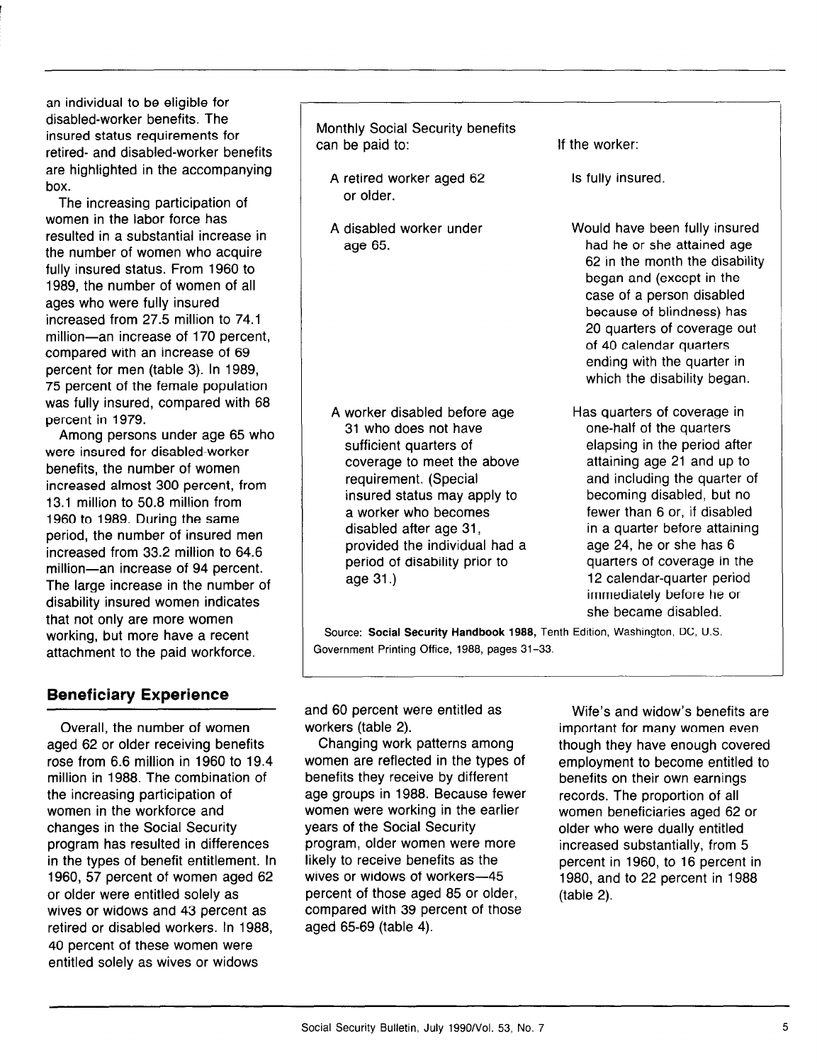an individual to be eligible for disabled-worker benefits. The insured status requirements for retired- and disabled-worker benefits are highlighted in the accompanying box.

The increasing participation of women in the labor force has resulted in a substantial increase in the number of women who acquire fully insured status. From 1960 to 1989, the number of women of all ages who were fully insured increased from 27.5 million to 74.1 million—an increase of 170 percent, compared with an increase of 69 percent for men (table 3). In 1989, 75 percent of the female population was fully insured, compared with 68 percent in 1979.

Among persons under age 65 who were insured for disabled-worker benefits, the number of women increased almost 300 percent, from 13.1 million to 50.8 million from 1960 to 1989. During the same period, the number of insured men increased from 33.2 million to 64.6 million—an increase of 94 percent. The large increase in the number of disability insured women indicates that not only are more women working, but more have a recent attachment to the paid workforce.

| Monthly Social Security benefits can be paid to: | If the worker: |
|---|---|
| A retired worker aged 62 or older. | Is fully insured. |
| A disabled worker under age 65. | Would have been fully insured had he or she attained age 62 in the month the disability began and (except in the case of a person disabled because of blindness) has 20 quarters of coverage out of 40 calendar quarters ending with the quarter in which the disability began. |
| A worker disabled before age 31 who does not have sufficient quarters of coverage to meet the above requirement. (Special insured status may apply to a worker who becomes disabled after age 31, provided the individual had a period of disability prior to age 31.) | Has quarters of coverage in one-half of the quarters elapsing in the period after attaining age 21 and up to and including the quarter of becoming disabled, but no fewer than 6 or, if disabled in a quarter before attaining age 24, he or she has 6 quarters of coverage in the 12 calendar-quarter period immediately before he or she became disabled. |

Source: **Social Security Handbook 1988,** Tenth Edition, Washington, DC, U.S. Government Printing Office, 1988, pages 31–33.

## Beneficiary Experience

Overall, the number of women aged 62 or older receiving benefits rose from 6.6 million in 1960 to 19.4 million in 1988. The combination of the increasing participation of women in the workforce and changes in the Social Security program has resulted in differences in the types of benefit entitlement. In 1960, 57 percent of women aged 62 or older were entitled solely as wives or widows and 43 percent as retired or disabled workers. In 1988, 40 percent of these women were entitled solely as wives or widows and 60 percent were entitled as workers (table 2).

Changing work patterns among women are reflected in the types of benefits they receive by different age groups in 1988. Because fewer women were working in the earlier years of the Social Security program, older women were more likely to receive benefits as the wives or widows of workers—45 percent of those aged 85 or older, compared with 39 percent of those aged 65-69 (table 4).

Wife's and widow's benefits are important for many women even though they have enough covered employment to become entitled to benefits on their own earnings records. The proportion of all women beneficiaries aged 62 or older who were dually entitled increased substantially, from 5 percent in 1960, to 16 percent in 1980, and to 22 percent in 1988 (table 2).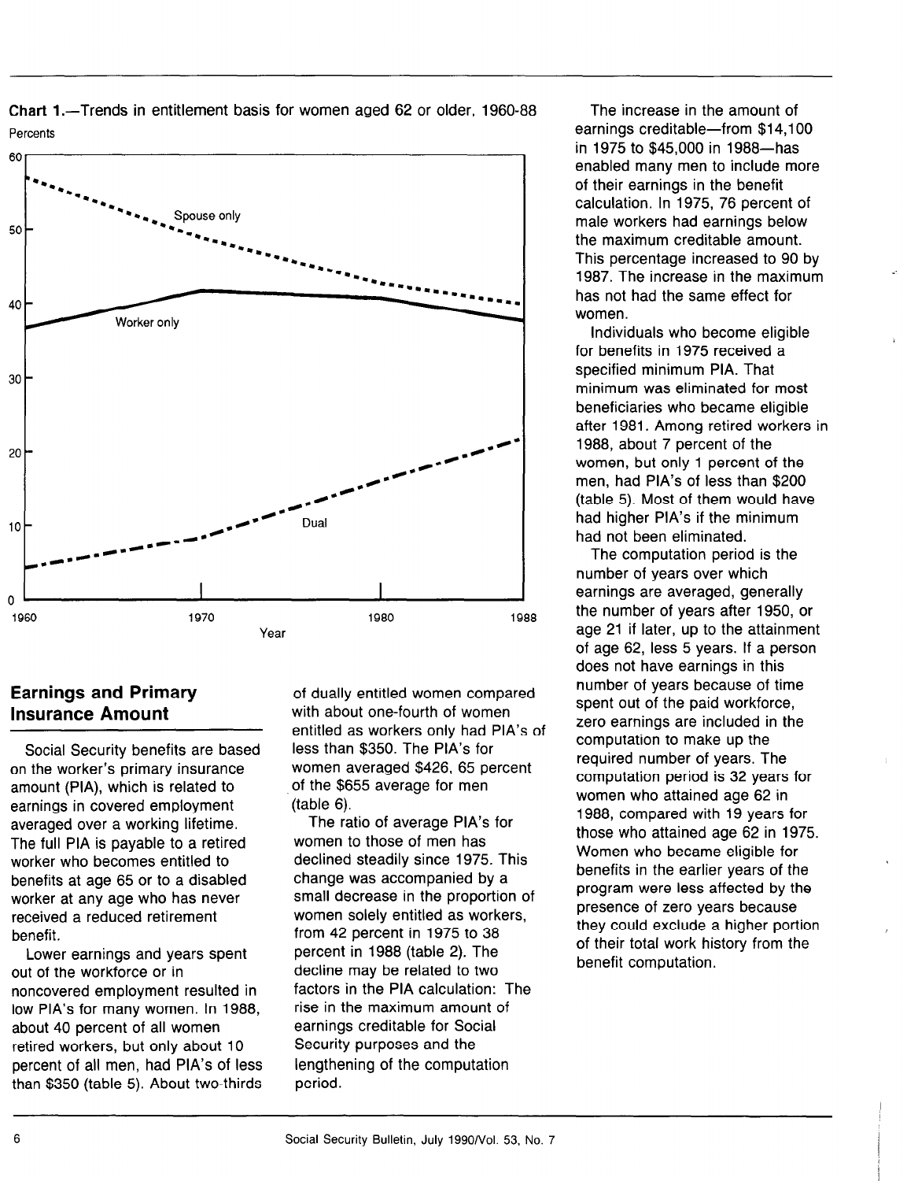**Chart 1.**—Trends in entitlement basis for women aged 62 or older, 1960-88

## Earnings and Primary Insurance Amount

Social Security benefits are based on the worker's primary insurance amount (PIA), which is related to earnings in covered employment averaged over a working lifetime. The full PIA is payable to a retired worker who becomes entitled to benefits at age 65 or to a disabled worker at any age who has never received a reduced retirement benefit.

Lower earnings and years spent out of the workforce or in noncovered employment resulted in low PIA's for many women. In 1988, about 40 percent of all women retired workers, but only about 10 percent of all men, had PIA's of less than $350 (table 5). About two-thirds of dually entitled women compared with about one-fourth of women entitled as workers only had PIA's of less than $350. The PIA's for women averaged $426, 65 percent of the $655 average for men (table 6).

The ratio of average PIA's for women to those of men has declined steadily since 1975. This change was accompanied by a small decrease in the proportion of women solely entitled as workers, from 42 percent in 1975 to 38 percent in 1988 (table 2). The decline may be related to two factors in the PIA calculation: The rise in the maximum amount of earnings creditable for Social Security purposes and the lengthening of the computation period.

The increase in the amount of earnings creditable—from $14,100 in 1975 to $45,000 in 1988—has enabled many men to include more of their earnings in the benefit calculation. In 1975, 76 percent of male workers had earnings below the maximum creditable amount. This percentage increased to 90 by 1987. The increase in the maximum has not had the same effect for women.

Individuals who become eligible for benefits in 1975 received a specified minimum PIA. That minimum was eliminated for most beneficiaries who became eligible after 1981. Among retired workers in 1988, about 7 percent of the women, but only 1 percent of the men, had PIA's of less than $200 (table 5). Most of them would have had higher PIA's if the minimum had not been eliminated.

The computation period is the number of years over which earnings are averaged, generally the number of years after 1950, or age 21 if later, up to the attainment of age 62, less 5 years. If a person does not have earnings in this number of years because of time spent out of the paid workforce, zero earnings are included in the computation to make up the required number of years. The computation period is 32 years for women who attained age 62 in 1988, compared with 19 years for those who attained age 62 in 1975. Women who became eligible for benefits in the earlier years of the program were less affected by the presence of zero years because they could exclude a higher portion of their total work history from the benefit computation.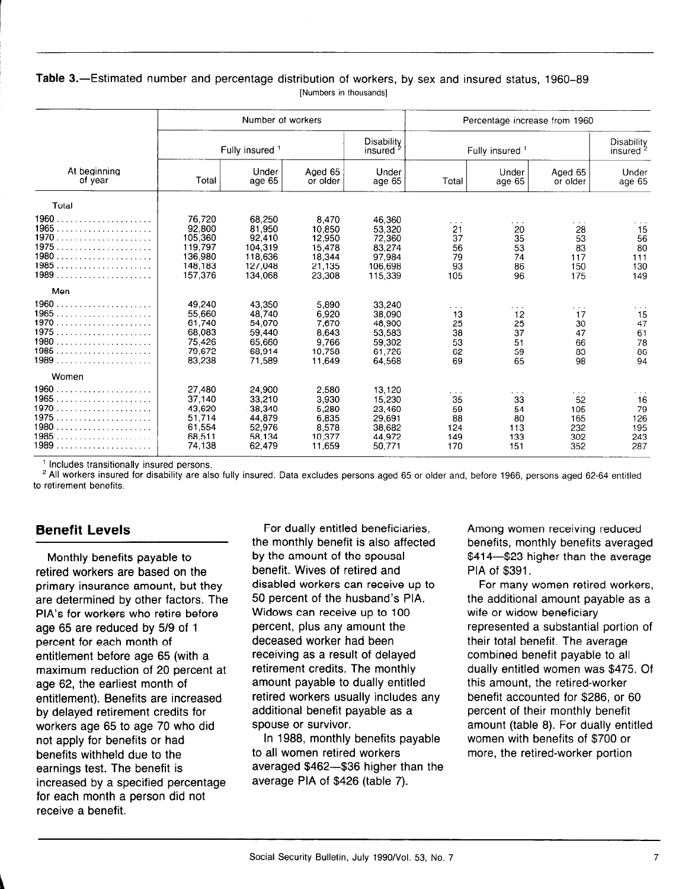**Table 3.**—Estimated number and percentage distribution of workers, by sex and insured status, 1960–89

[Numbers in thousands]

| At beginning of year | Number of workers | | | | Percentage increase from 1960 | | | |
|---|---|---|---|---|---|---|---|---|
| | Fully insured [1] | | | Disability insured [2] | Fully insured [1] | | | Disability insured [2] |
| | Total | Under age 65 | Aged 65 or older | Under age 65 | Total | Under age 65 | Aged 65 or older | Under age 65 |
| **Total** | | | | | | | | |
| 1960 | 76,720 | 68,250 | 8,470 | 46,360 | ... | ... | ... | ... |
| 1965 | 92,800 | 81,950 | 10,850 | 53,320 | 21 | 20 | 28 | 15 |
| 1970 | 105,360 | 92,410 | 12,950 | 72,360 | 37 | 35 | 53 | 56 |
| 1975 | 119,797 | 104,319 | 15,478 | 83,274 | 56 | 53 | 83 | 80 |
| 1980 | 136,980 | 118,636 | 18,344 | 97,984 | 79 | 74 | 117 | 111 |
| 1985 | 148,183 | 127,048 | 21,135 | 106,698 | 93 | 86 | 150 | 130 |
| 1989 | 157,376 | 134,068 | 23,308 | 115,339 | 105 | 96 | 175 | 149 |
| **Men** | | | | | | | | |
| 1960 | 49,240 | 43,350 | 5,890 | 33,240 | ... | ... | ... | ... |
| 1965 | 55,660 | 48,740 | 6,920 | 38,090 | 13 | 12 | 17 | 15 |
| 1970 | 61,740 | 54,070 | 7,670 | 48,900 | 25 | 25 | 30 | 47 |
| 1975 | 68,083 | 59,440 | 8,643 | 53,583 | 38 | 37 | 47 | 61 |
| 1980 | 75,426 | 65,660 | 9,766 | 59,302 | 53 | 51 | 66 | 78 |
| 1985 | 79,672 | 68,914 | 10,758 | 61,726 | 62 | 59 | 83 | 86 |
| 1989 | 83,238 | 71,589 | 11,649 | 64,568 | 69 | 65 | 98 | 94 |
| **Women** | | | | | | | | |
| 1960 | 27,480 | 24,900 | 2,580 | 13,120 | ... | ... | ... | ... |
| 1965 | 37,140 | 33,210 | 3,930 | 15,230 | 35 | 33 | 52 | 16 |
| 1970 | 43,620 | 38,340 | 5,280 | 23,460 | 59 | 54 | 105 | 79 |
| 1975 | 51,714 | 44,879 | 6,835 | 29,691 | 88 | 80 | 165 | 126 |
| 1980 | 61,554 | 52,976 | 8,578 | 38,682 | 124 | 113 | 232 | 195 |
| 1985 | 68,511 | 58,134 | 10,377 | 44,972 | 149 | 133 | 302 | 243 |
| 1989 | 74,138 | 62,479 | 11,659 | 50,771 | 170 | 151 | 352 | 287 |

[1] Includes transitionally insured persons.

[2] All workers insured for disability are also fully insured. Data excludes persons aged 65 or older and, before 1966, persons aged 62-64 entitled to retirement benefits.

## Benefit Levels

Monthly benefits payable to retired workers are based on the primary insurance amount, but they are determined by other factors. The PIA's for workers who retire before age 65 are reduced by 5/9 of 1 percent for each month of entitlement before age 65 (with a maximum reduction of 20 percent at age 62, the earliest month of entitlement). Benefits are increased by delayed retirement credits for workers age 65 to age 70 who did not apply for benefits or had benefits withheld due to the earnings test. The benefit is increased by a specified percentage for each month a person did not receive a benefit.

For dually entitled beneficiaries, the monthly benefit is also affected by the amount of the spousal benefit. Wives of retired and disabled workers can receive up to 50 percent of the husband's PIA. Widows can receive up to 100 percent, plus any amount the deceased worker had been receiving as a result of delayed retirement credits. The monthly amount payable to dually entitled retired workers usually includes any additional benefit payable as a spouse or survivor.

In 1988, monthly benefits payable to all women retired workers averaged $462—$36 higher than the average PIA of $426 (table 7). Among women receiving reduced benefits, monthly benefits averaged $414—$23 higher than the average PIA of $391.

For many women retired workers, the additional amount payable as a wife or widow beneficiary represented a substantial portion of their total benefit. The average combined benefit payable to all dually entitled women was $475. Of this amount, the retired-worker benefit accounted for $286, or 60 percent of their monthly benefit amount (table 8). For dually entitled women with benefits of $700 or more, the retired-worker portion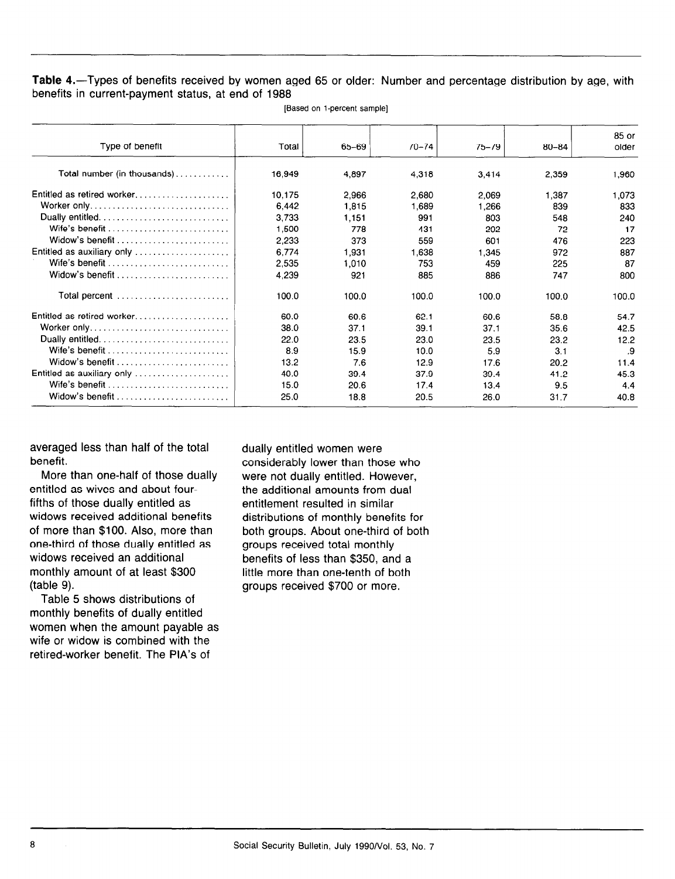**Table 4.**—Types of benefits received by women aged 65 or older: Number and percentage distribution by age, with benefits in current-payment status, at end of 1988

[Based on 1-percent sample]

| Type of benefit | Total | 65–69 | 70–74 | 75–79 | 80–84 | 85 or older |
|---|---|---|---|---|---|---|
| Total number (in thousands) | 16,949 | 4,897 | 4,318 | 3,414 | 2,359 | 1,960 |
| Entitled as retired worker | 10,175 | 2,966 | 2,680 | 2,069 | 1,387 | 1,073 |
| Worker only | 6,442 | 1,815 | 1,689 | 1,266 | 839 | 833 |
| Dually entitled | 3,733 | 1,151 | 991 | 803 | 548 | 240 |
| Wife's benefit | 1,500 | 778 | 431 | 202 | 72 | 17 |
| Widow's benefit | 2,233 | 373 | 559 | 601 | 476 | 223 |
| Entitled as auxiliary only | 6,774 | 1,931 | 1,638 | 1,345 | 972 | 887 |
| Wife's benefit | 2,535 | 1,010 | 753 | 459 | 225 | 87 |
| Widow's benefit | 4,239 | 921 | 885 | 886 | 747 | 800 |
| Total percent | 100.0 | 100.0 | 100.0 | 100.0 | 100.0 | 100.0 |
| Entitled as retired worker | 60.0 | 60.6 | 62.1 | 60.6 | 58.8 | 54.7 |
| Worker only | 38.0 | 37.1 | 39.1 | 37.1 | 35.6 | 42.5 |
| Dually entitled | 22.0 | 23.5 | 23.0 | 23.5 | 23.2 | 12.2 |
| Wife's benefit | 8.9 | 15.9 | 10.0 | 5.9 | 3.1 | .9 |
| Widow's benefit | 13.2 | 7.6 | 12.9 | 17.6 | 20.2 | 11.4 |
| Entitled as auxiliary only | 40.0 | 39.4 | 37.9 | 39.4 | 41.2 | 45.3 |
| Wife's benefit | 15.0 | 20.6 | 17.4 | 13.4 | 9.5 | 4.4 |
| Widow's benefit | 25.0 | 18.8 | 20.5 | 26.0 | 31.7 | 40.8 |

averaged less than half of the total benefit.

More than one-half of those dually entitled as wives and about four-fifths of those dually entitled as widows received additional benefits of more than $100. Also, more than one-third of those dually entitled as widows received an additional monthly amount of at least $300 (table 9).

Table 5 shows distributions of monthly benefits of dually entitled women when the amount payable as wife or widow is combined with the retired-worker benefit. The PIA's of dually entitled women were considerably lower than those who were not dually entitled. However, the additional amounts from dual entitlement resulted in similar distributions of monthly benefits for both groups. About one-third of both groups received total monthly benefits of less than $350, and a little more than one-tenth of both groups received $700 or more.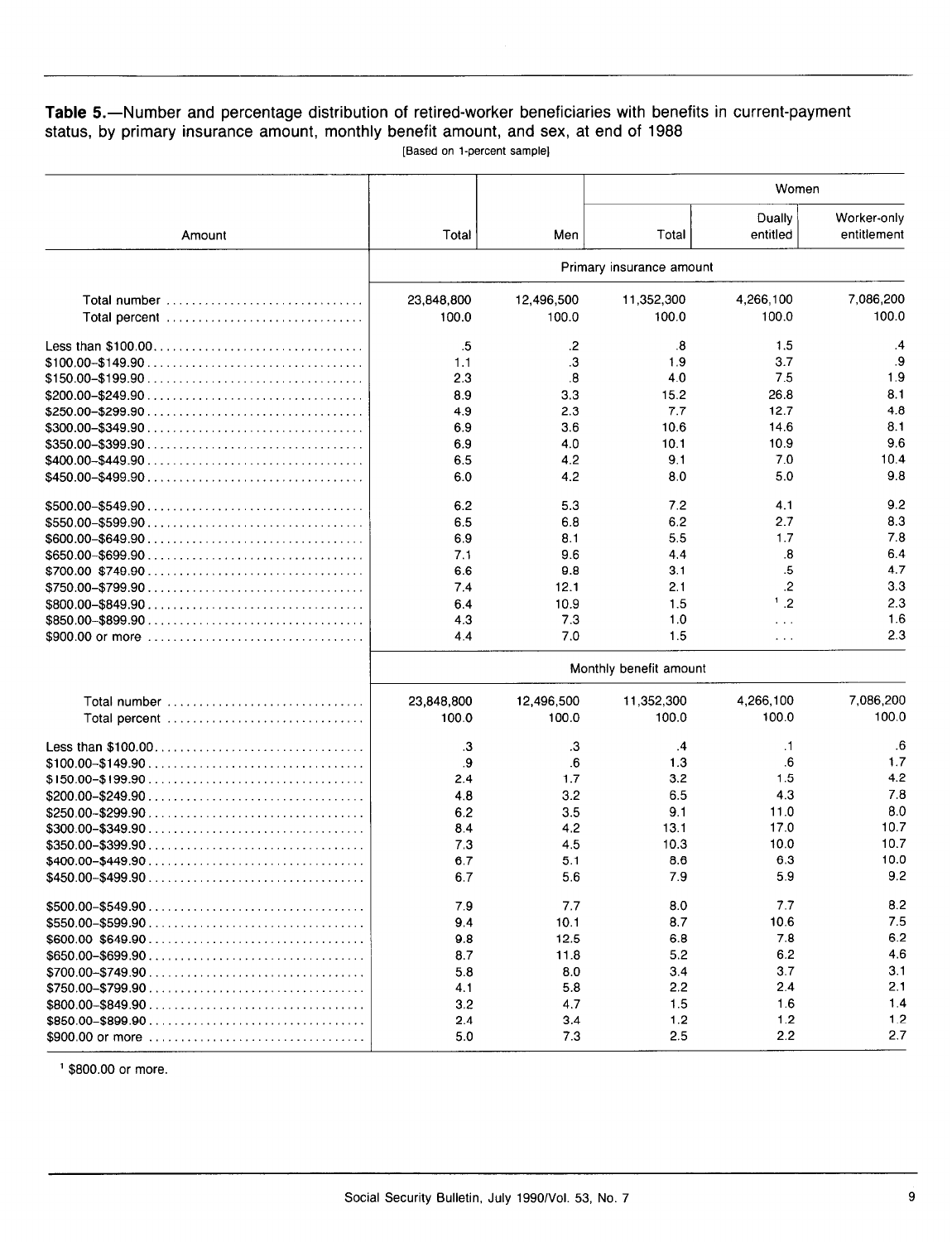**Table 5.**—Number and percentage distribution of retired-worker beneficiaries with benefits in current-payment status, by primary insurance amount, monthly benefit amount, and sex, at end of 1988

[Based on 1-percent sample]

| Amount | Total | Men | Women | | |
|---|---|---|---|---|---|
| | | | Total | Dually entitled | Worker-only entitlement |
| | Primary insurance amount | | | | |
| Total number | 23,848,800 | 12,496,500 | 11,352,300 | 4,266,100 | 7,086,200 |
| Total percent | 100.0 | 100.0 | 100.0 | 100.0 | 100.0 |
| Less than $100.00 | .5 | .2 | .8 | 1.5 | .4 |
| $100.00–$149.90 | 1.1 | .3 | 1.9 | 3.7 | .9 |
| $150.00–$199.90 | 2.3 | .8 | 4.0 | 7.5 | 1.9 |
| $200.00–$249.90 | 8.9 | 3.3 | 15.2 | 26.8 | 8.1 |
| $250.00–$299.90 | 4.9 | 2.3 | 7.7 | 12.7 | 4.8 |
| $300.00–$349.90 | 6.9 | 3.6 | 10.6 | 14.6 | 8.1 |
| $350.00–$399.90 | 6.9 | 4.0 | 10.1 | 10.9 | 9.6 |
| $400.00–$449.90 | 6.5 | 4.2 | 9.1 | 7.0 | 10.4 |
| $450.00–$499.90 | 6.0 | 4.2 | 8.0 | 5.0 | 9.8 |
| $500.00–$549.90 | 6.2 | 5.3 | 7.2 | 4.1 | 9.2 |
| $550.00–$599.90 | 6.5 | 6.8 | 6.2 | 2.7 | 8.3 |
| $600.00–$649.90 | 6.9 | 8.1 | 5.5 | 1.7 | 7.8 |
| $650.00–$699.90 | 7.1 | 9.6 | 4.4 | .8 | 6.4 |
| $700.00–$749.90 | 6.6 | 9.8 | 3.1 | .5 | 4.7 |
| $750.00–$799.90 | 7.4 | 12.1 | 2.1 | .2 | 3.3 |
| $800.00–$849.90 | 6.4 | 10.9 | 1.5 | [1] .2 | 2.3 |
| $850.00–$899.90 | 4.3 | 7.3 | 1.0 | ... | 1.6 |
| $900.00 or more | 4.4 | 7.0 | 1.5 | ... | 2.3 |
| | Monthly benefit amount | | | | |
| Total number | 23,848,800 | 12,496,500 | 11,352,300 | 4,266,100 | 7,086,200 |
| Total percent | 100.0 | 100.0 | 100.0 | 100.0 | 100.0 |
| Less than $100.00 | .3 | .3 | .4 | .1 | .6 |
| $100.00–$149.90 | .9 | .6 | 1.3 | .6 | 1.7 |
| $150.00–$199.90 | 2.4 | 1.7 | 3.2 | 1.5 | 4.2 |
| $200.00–$249.90 | 4.8 | 3.2 | 6.5 | 4.3 | 7.8 |
| $250.00–$299.90 | 6.2 | 3.5 | 9.1 | 11.0 | 8.0 |
| $300.00–$349.90 | 8.4 | 4.2 | 13.1 | 17.0 | 10.7 |
| $350.00–$399.90 | 7.3 | 4.5 | 10.3 | 10.0 | 10.7 |
| $400.00–$449.90 | 6.7 | 5.1 | 8.6 | 6.3 | 10.0 |
| $450.00–$499.90 | 6.7 | 5.6 | 7.9 | 5.9 | 9.2 |
| $500.00–$549.90 | 7.9 | 7.7 | 8.0 | 7.7 | 8.2 |
| $550.00–$599.90 | 9.4 | 10.1 | 8.7 | 10.6 | 7.5 |
| $600.00–$649.90 | 9.8 | 12.5 | 6.8 | 7.8 | 6.2 |
| $650.00–$699.90 | 8.7 | 11.8 | 5.2 | 6.2 | 4.6 |
| $700.00–$749.90 | 5.8 | 8.0 | 3.4 | 3.7 | 3.1 |
| $750.00–$799.90 | 4.1 | 5.8 | 2.2 | 2.4 | 2.1 |
| $800.00–$849.90 | 3.2 | 4.7 | 1.5 | 1.6 | 1.4 |
| $850.00–$899.90 | 2.4 | 3.4 | 1.2 | 1.2 | 1.2 |
| $900.00 or more | 5.0 | 7.3 | 2.5 | 2.2 | 2.7 |

[1] $800.00 or more.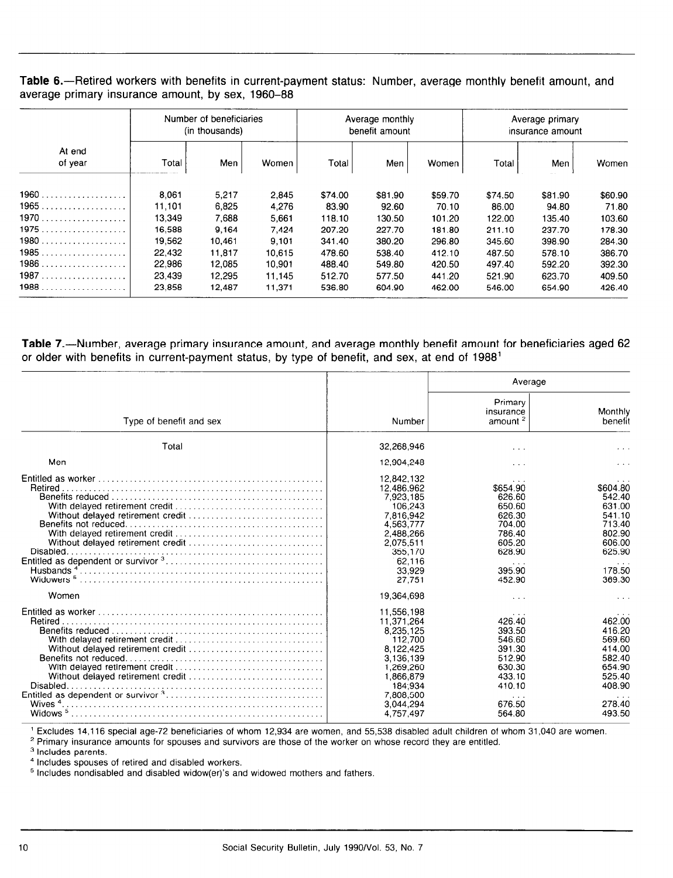**Table 6.**—Retired workers with benefits in current-payment status: Number, average monthly benefit amount, and average primary insurance amount, by sex, 1960–88

| At end of year | Number of beneficiaries (in thousands) | | | Average monthly benefit amount | | | Average primary insurance amount | | |
|---|---|---|---|---|---|---|---|---|---|
| | Total | Men | Women | Total | Men | Women | Total | Men | Women |
| 1960 | 8,061 | 5,217 | 2,845 | $74.00 | $81.90 | $59.70 | $74.50 | $81.90 | $60.90 |
| 1965 | 11,101 | 6,825 | 4,276 | 83.90 | 92.60 | 70.10 | 86.00 | 94.80 | 71.80 |
| 1970 | 13,349 | 7,688 | 5,661 | 118.10 | 130.50 | 101.20 | 122.00 | 135.40 | 103.60 |
| 1975 | 16,588 | 9,164 | 7,424 | 207.20 | 227.70 | 181.80 | 211.10 | 237.70 | 178.30 |
| 1980 | 19,562 | 10,461 | 9,101 | 341.40 | 380.20 | 296.80 | 345.60 | 398.90 | 284.30 |
| 1985 | 22,432 | 11,817 | 10,615 | 478.60 | 538.40 | 412.10 | 487.50 | 578.10 | 386.70 |
| 1986 | 22,986 | 12,085 | 10,901 | 488.40 | 549.80 | 420.50 | 497.40 | 592.20 | 392.30 |
| 1987 | 23,439 | 12,295 | 11,145 | 512.70 | 577.50 | 441.20 | 521.90 | 623.70 | 409.50 |
| 1988 | 23,858 | 12,487 | 11,371 | 536.80 | 604.90 | 462.00 | 546.00 | 654.90 | 426.40 |

**Table 7.**—Number, average primary insurance amount, and average monthly benefit amount for beneficiaries aged 62 or older with benefits in current-payment status, by type of benefit, and sex, at end of 1988[1]

| Type of benefit and sex | Number | Average | |
|---|---|---|---|
| | | Primary insurance amount [2] | Monthly benefit |
| Total | 32,268,946 | ... | ... |
| Men | 12,904,248 | ... | ... |
| Entitled as worker | 12,842,132 | ... | ... |
| Retired | 12,486,962 | $654.90 | $604.80 |
| Benefits reduced | 7,923,185 | 626.60 | 542.40 |
| With delayed retirement credit | 106,243 | 650.60 | 631.00 |
| Without delayed retirement credit | 7,816,942 | 626.30 | 541.10 |
| Benefits not reduced | 4,563,777 | 704.00 | 713.40 |
| With delayed retirement credit | 2,488,266 | 786.40 | 802.90 |
| Without delayed retirement credit | 2,075,511 | 605.20 | 606.00 |
| Disabled | 355,170 | 628.90 | 625.90 |
| Entitled as dependent or survivor [3] | 62,116 | ... | ... |
| Husbands [4] | 33,929 | 395.90 | 178.50 |
| Widowers [5] | 27,751 | 452.90 | 369.30 |
| Women | 19,364,698 | ... | ... |
| Entitled as worker | 11,556,198 | ... | ... |
| Retired | 11,371,264 | 426.40 | 462.00 |
| Benefits reduced | 8,235,125 | 393.50 | 416.20 |
| With delayed retirement credit | 112,700 | 546.60 | 569.60 |
| Without delayed retirement credit | 8,122,425 | 391.30 | 414.00 |
| Benefits not reduced | 3,136,139 | 512.90 | 582.40 |
| With delayed retirement credit | 1,269,260 | 630.30 | 654.90 |
| Without delayed retirement credit | 1,866,879 | 433.10 | 525.40 |
| Disabled | 184,934 | 410.10 | 408.90 |
| Entitled as dependent or survivor [3] | 7,808,500 | ... | ... |
| Wives [4] | 3,044,294 | 676.50 | 278.40 |
| Widows [5] | 4,757,497 | 564.80 | 493.50 |

[1] Excludes 14,116 special age-72 beneficiaries of whom 12,934 are women, and 55,538 disabled adult children of whom 31,040 are women.

[2] Primary insurance amounts for spouses and survivors are those of the worker on whose record they are entitled.

[3] Includes parents.

[4] Includes spouses of retired and disabled workers.

[5] Includes nondisabled and disabled widow(er)'s and widowed mothers and fathers.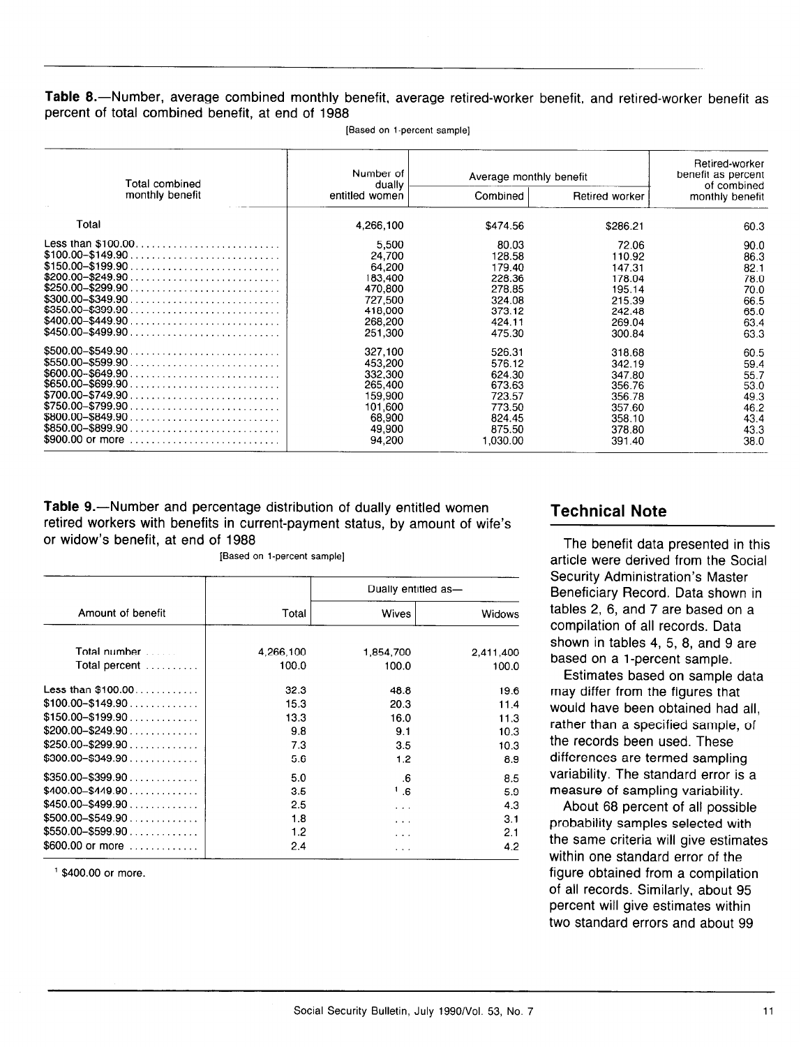**Table 8.**—Number, average combined monthly benefit, average retired-worker benefit, and retired-worker benefit as percent of total combined benefit, at end of 1988

[Based on 1-percent sample]

| Total combined monthly benefit | Number of dually entitled women | Average monthly benefit | | Retired-worker benefit as percent of combined monthly benefit |
|---|---|---|---|---|
| | | Combined | Retired worker | |
| Total | 4,266,100 | $474.56 | $286.21 | 60.3 |
| Less than $100.00 | 5,500 | 80.03 | 72.06 | 90.0 |
| $100.00–$149.90 | 24,700 | 128.58 | 110.92 | 86.3 |
| $150.00–$199.90 | 64,200 | 179.40 | 147.31 | 82.1 |
| $200.00–$249.90 | 183,400 | 228.36 | 178.04 | 78.0 |
| $250.00–$299.90 | 470,800 | 278.85 | 195.14 | 70.0 |
| $300.00–$349.90 | 727,500 | 324.08 | 215.39 | 66.5 |
| $350.00–$399.90 | 418,000 | 373.12 | 242.48 | 65.0 |
| $400.00–$449.90 | 268,200 | 424.11 | 269.04 | 63.4 |
| $450.00–$499.90 | 251,300 | 475.30 | 300.84 | 63.3 |
| $500.00–$549.90 | 327,100 | 526.31 | 318.68 | 60.5 |
| $550.00–$599.90 | 453,200 | 576.12 | 342.19 | 59.4 |
| $600.00–$649.90 | 332,300 | 624.30 | 347.80 | 55.7 |
| $650.00–$699.90 | 265,400 | 673.63 | 356.76 | 53.0 |
| $700.00–$749.90 | 159,900 | 723.57 | 356.78 | 49.3 |
| $750.00–$799.90 | 101,600 | 773.50 | 357.60 | 46.2 |
| $800.00–$849.90 | 68,900 | 824.45 | 358.10 | 43.4 |
| $850.00–$899.90 | 49,900 | 875.50 | 378.80 | 43.3 |
| $900.00 or more | 94,200 | 1,030.00 | 391.40 | 38.0 |

**Table 9.**—Number and percentage distribution of dually entitled women retired workers with benefits in current-payment status, by amount of wife's or widow's benefit, at end of 1988

[Based on 1-percent sample]

| Amount of benefit | Total | Dually entitled as— | |
|---|---|---|---|
| | | Wives | Widows |
| Total number | 4,266,100 | 1,854,700 | 2,411,400 |
| Total percent | 100.0 | 100.0 | 100.0 |
| Less than $100.00 | 32.3 | 48.8 | 19.6 |
| $100.00–$149.90 | 15.3 | 20.3 | 11.4 |
| $150.00–$199.90 | 13.3 | 16.0 | 11.3 |
| $200.00–$249.90 | 9.8 | 9.1 | 10.3 |
| $250.00–$299.90 | 7.3 | 3.5 | 10.3 |
| $300.00–$349.90 | 5.6 | 1.2 | 8.9 |
| $350.00–$399.90 | 5.0 | .6 | 8.5 |
| $400.00–$449.90 | 3.5 | [1] .6 | 5.9 |
| $450.00–$499.90 | 2.5 | ... | 4.3 |
| $500.00–$549.90 | 1.8 | ... | 3.1 |
| $550.00–$599.90 | 1.2 | ... | 2.1 |
| $600.00 or more | 2.4 | ... | 4.2 |

[1] $400.00 or more.

## Technical Note

The benefit data presented in this article were derived from the Social Security Administration's Master Beneficiary Record. Data shown in tables 2, 6, and 7 are based on a compilation of all records. Data shown in tables 4, 5, 8, and 9 are based on a 1-percent sample.

Estimates based on sample data may differ from the figures that would have been obtained had all, rather than a specified sample, of the records been used. These differences are termed sampling variability. The standard error is a measure of sampling variability.

About 68 percent of all possible probability samples selected with the same criteria will give estimates within one standard error of the figure obtained from a compilation of all records. Similarly, about 95 percent will give estimates within two standard errors and about 99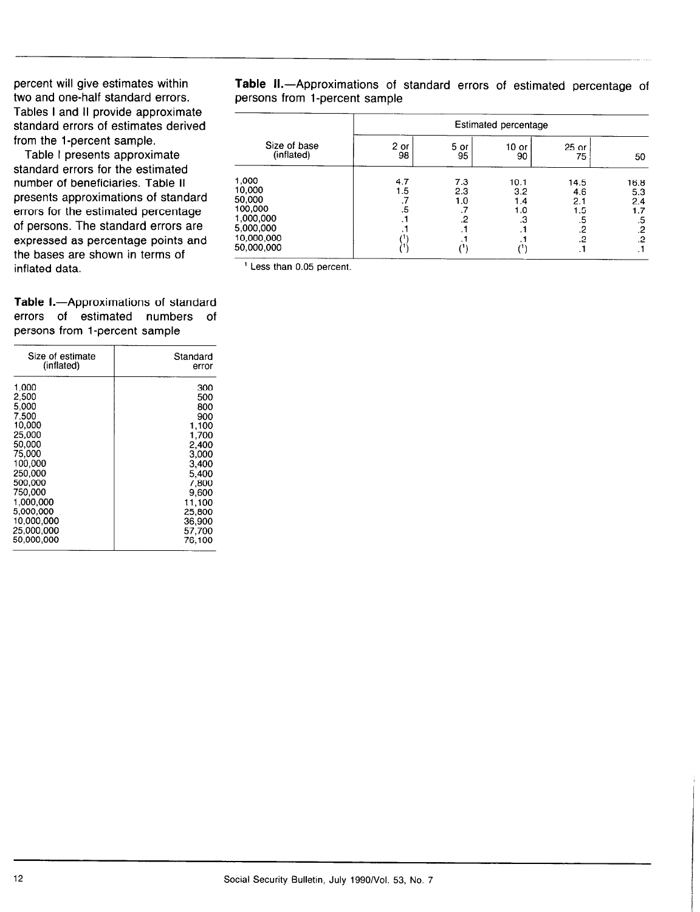percent will give estimates within two and one-half standard errors. Tables I and II provide approximate standard errors of estimates derived from the 1-percent sample.

Table I presents approximate standard errors for the estimated number of beneficiaries. Table II presents approximations of standard errors for the estimated percentage of persons. The standard errors are expressed as percentage points and the bases are shown in terms of inflated data.

**Table I.**—Approximations of standard errors of estimated numbers of persons from 1-percent sample

| Size of estimate (inflated) | Standard error |
|---|---|
| 1,000 | 300 |
| 2,500 | 500 |
| 5,000 | 800 |
| 7,500 | 900 |
| 10,000 | 1,100 |
| 25,000 | 1,700 |
| 50,000 | 2,400 |
| 75,000 | 3,000 |
| 100,000 | 3,400 |
| 250,000 | 5,400 |
| 500,000 | 7,800 |
| 750,000 | 9,600 |
| 1,000,000 | 11,100 |
| 5,000,000 | 25,800 |
| 10,000,000 | 36,900 |
| 25,000,000 | 57,700 |
| 50,000,000 | 76,100 |

**Table II.**—Approximations of standard errors of estimated percentage of persons from 1-percent sample

| Size of base (inflated) | Estimated percentage | | | | |
|---|---|---|---|---|---|
| | 2 or 98 | 5 or 95 | 10 or 90 | 25 or 75 | 50 |
| 1,000 | 4.7 | 7.3 | 10.1 | 14.5 | 16.8 |
| 10,000 | 1.5 | 2.3 | 3.2 | 4.6 | 5.3 |
| 50,000 | .7 | 1.0 | 1.4 | 2.1 | 2.4 |
| 100,000 | .5 | .7 | 1.0 | 1.5 | 1.7 |
| 1,000,000 | .1 | .2 | .3 | .5 | .5 |
| 5,000,000 | .1 | .1 | .1 | .2 | .2 |
| 10,000,000 | (1) | .1 | .1 | .2 | .2 |
| 50,000,000 | (1) | (1) | (1) | .1 | .1 |

[1] Less than 0.05 percent.